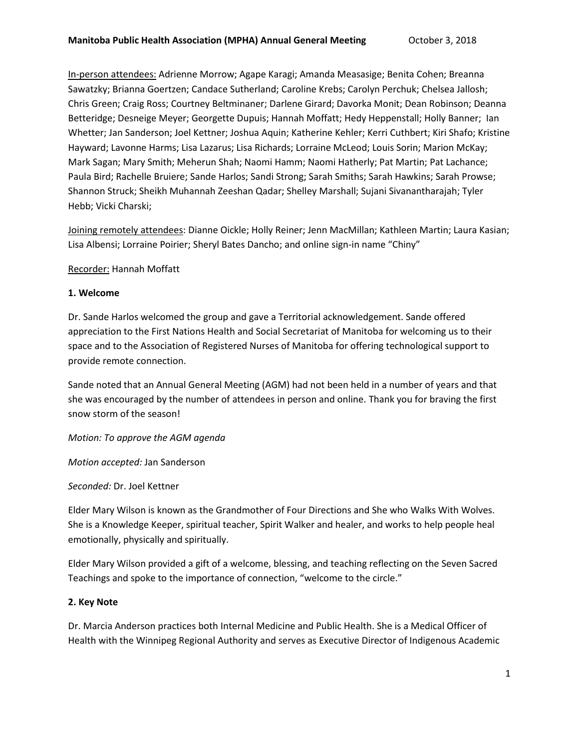**Manitoba Public Health Association (MPHA) Annual General Meeting** October 3, 2018

In-person attendees: Adrienne Morrow; Agape Karagi; Amanda Measasige; Benita Cohen; Breanna Sawatzky; Brianna Goertzen; Candace Sutherland; Caroline Krebs; Carolyn Perchuk; Chelsea Jallosh; Chris Green; Craig Ross; Courtney Beltminaner; Darlene Girard; Davorka Monit; Dean Robinson; Deanna Betteridge; Desneige Meyer; Georgette Dupuis; Hannah Moffatt; Hedy Heppenstall; Holly Banner; Ian Whetter; Jan Sanderson; Joel Kettner; Joshua Aquin; Katherine Kehler; Kerri Cuthbert; Kiri Shafo; Kristine Hayward; Lavonne Harms; Lisa Lazarus; Lisa Richards; Lorraine McLeod; Louis Sorin; Marion McKay; Mark Sagan; Mary Smith; Meherun Shah; Naomi Hamm; Naomi Hatherly; Pat Martin; Pat Lachance; Paula Bird; Rachelle Bruiere; Sande Harlos; Sandi Strong; Sarah Smiths; Sarah Hawkins; Sarah Prowse; Shannon Struck; Sheikh Muhannah Zeeshan Qadar; Shelley Marshall; Sujani Sivanantharajah; Tyler Hebb; Vicki Charski;

Joining remotely attendees: Dianne Oickle; Holly Reiner; Jenn MacMillan; Kathleen Martin; Laura Kasian; Lisa Albensi; Lorraine Poirier; Sheryl Bates Dancho; and online sign-in name "Chiny"

Recorder: Hannah Moffatt

### 1. Welcome

Dr. Sande Harlos welcomed the group and gave a Territorial acknowledgement. Sande offered appreciation to the First Nations Health and Social Secretariat of Manitoba for welcoming us to their space and to the Association of Registered Nurses of Manitoba for offering technological support to provide remote connection.

Sande noted that an Annual General Meeting (AGM) had not been held in a number of years and that she was encouraged by the number of attendees in person and online. Thank you for braving the first snow storm of the season!

*Motion: To approve the AGM agenda*

*Motion accepted:* Jan Sanderson

*Seconded:* Dr. Joel Kettner

Elder Mary Wilson is known as the Grandmother of Four Directions and She who Walks With Wolves. She is a Knowledge Keeper, spiritual teacher, Spirit Walker and healer, and works to help people heal emotionally, physically and spiritually.

Elder Mary Wilson provided a gift of a welcome, blessing, and teaching reflecting on the Seven Sacred Teachings and spoke to the importance of connection, "welcome to the circle."

### 2. Key Note

Dr. Marcia Anderson practices both Internal Medicine and Public Health. She is a Medical Officer of Health with the Winnipeg Regional Authority and serves as Executive Director of Indigenous Academic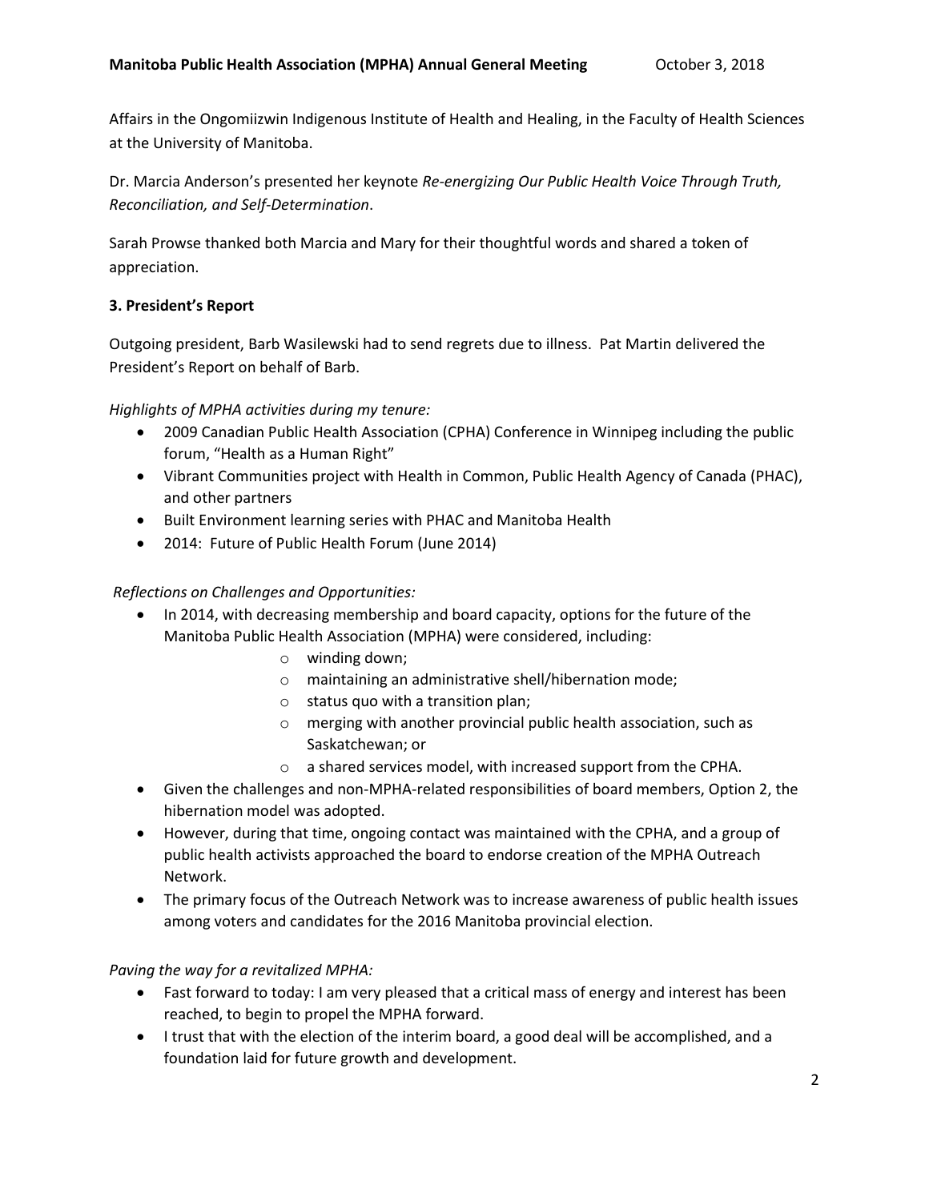Affairs in the Ongomiizwin Indigenous Institute of Health and Healing, in the Faculty of Health Sciences at the University of Manitoba.

Dr. Marcia Anderson's presented her keynote *Re-energizing Our Public Health Voice Through Truth, Reconciliation, and Self-Determination*.

Sarah Prowse thanked both Marcia and Mary for their thoughtful words and shared a token of appreciation.

**3. President's Report**

Outgoing president, Barb Wasilewski had to send regrets due to illness. Pat Martin delivered the President's Report on behalf of Barb.

*Highlights of MPHA activities during my tenure:*

- 2009 Canadian Public Health Association (CPHA) Conference in Winnipeg including the public forum, "Health as a Human Right"
- Vibrant Communities project with Health in Common, Public Health Agency of Canada (PHAC), and other partners
- Built Environment learning series with PHAC and Manitoba Health
- 2014: Future of Public Health Forum (June 2014)

*Reflections on Challenges and Opportunities:*

- In 2014, with decreasing membership and board capacity, options for the future of the Manitoba Public Health Association (MPHA) were considered, including:
    - winding down;
    - maintaining an administrative shell/hibernation mode;
    - status quo with a transition plan;
    - merging with another provincial public health association, such as Saskatchewan; or
    - a shared services model, with increased support from the CPHA.
- Given the challenges and non-MPHA-related responsibilities of board members, Option 2, the hibernation model was adopted.
- However, during that time, ongoing contact was maintained with the CPHA, and a group of public health activists approached the board to endorse creation of the MPHA Outreach Network.
- The primary focus of the Outreach Network was to increase awareness of public health issues among voters and candidates for the 2016 Manitoba provincial election.

*Paving the way for a revitalized MPHA:*

- Fast forward to today: I am very pleased that a critical mass of energy and interest has been reached, to begin to propel the MPHA forward.
- I trust that with the election of the interim board, a good deal will be accomplished, and a foundation laid for future growth and development.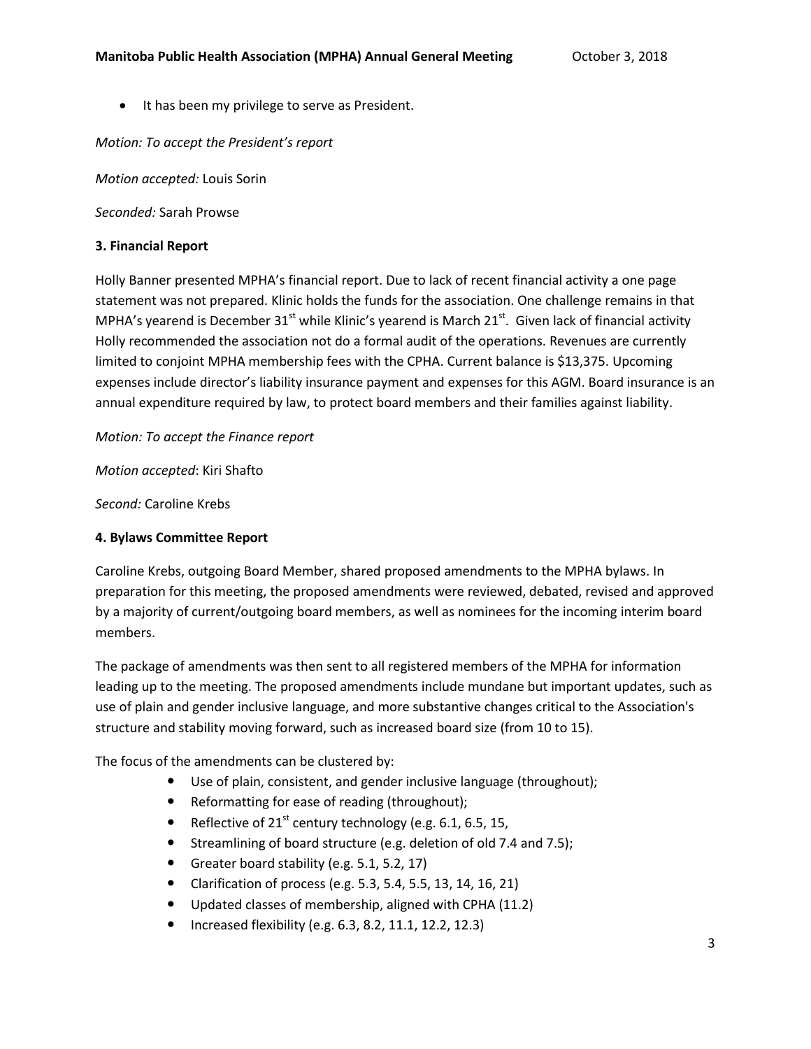- It has been my privilege to serve as President.

*Motion: To accept the President's report*

*Motion accepted:* Louis Sorin

*Seconded:* Sarah Prowse

**3. Financial Report**

Holly Banner presented MPHA's financial report. Due to lack of recent financial activity a one page statement was not prepared. Klinic holds the funds for the association. One challenge remains in that MPHA's yearend is December 31st while Klinic's yearend is March 21st. Given lack of financial activity Holly recommended the association not do a formal audit of the operations. Revenues are currently limited to conjoint MPHA membership fees with the CPHA. Current balance is $13,375. Upcoming expenses include director's liability insurance payment and expenses for this AGM. Board insurance is an annual expenditure required by law, to protect board members and their families against liability.

*Motion: To accept the Finance report*

*Motion accepted*: Kiri Shafto

*Second:* Caroline Krebs

**4. Bylaws Committee Report**

Caroline Krebs, outgoing Board Member, shared proposed amendments to the MPHA bylaws. In preparation for this meeting, the proposed amendments were reviewed, debated, revised and approved by a majority of current/outgoing board members, as well as nominees for the incoming interim board members.

The package of amendments was then sent to all registered members of the MPHA for information leading up to the meeting. The proposed amendments include mundane but important updates, such as use of plain and gender inclusive language, and more substantive changes critical to the Association's structure and stability moving forward, such as increased board size (from 10 to 15).

The focus of the amendments can be clustered by:

- Use of plain, consistent, and gender inclusive language (throughout);
- Reformatting for ease of reading (throughout);
- Reflective of 21st century technology (e.g. 6.1, 6.5, 15,
- Streamlining of board structure (e.g. deletion of old 7.4 and 7.5);
- Greater board stability (e.g. 5.1, 5.2, 17)
- Clarification of process (e.g. 5.3, 5.4, 5.5, 13, 14, 16, 21)
- Updated classes of membership, aligned with CPHA (11.2)
- Increased flexibility (e.g. 6.3, 8.2, 11.1, 12.2, 12.3)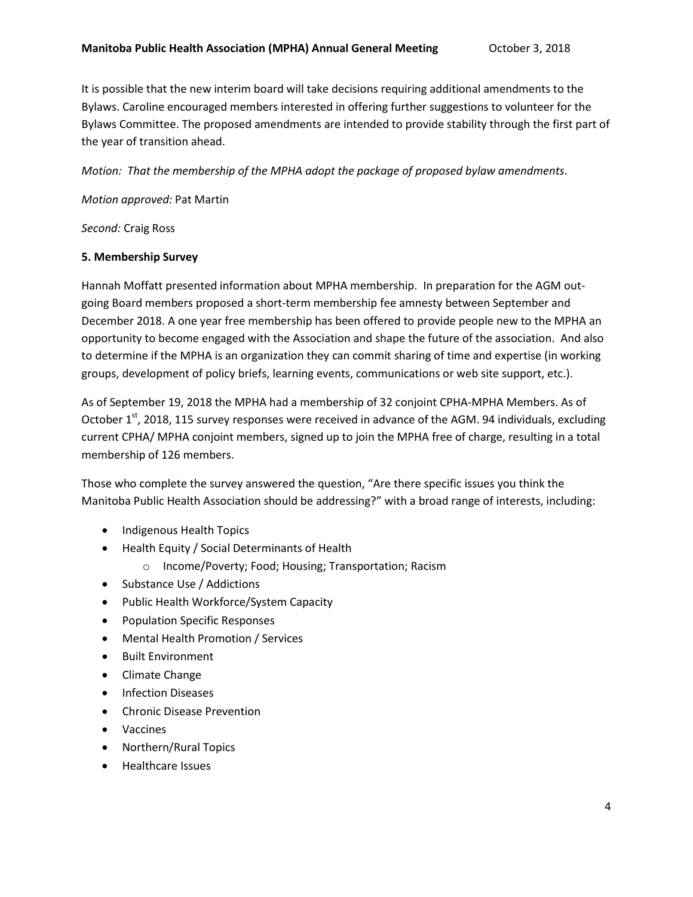It is possible that the new interim board will take decisions requiring additional amendments to the Bylaws. Caroline encouraged members interested in offering further suggestions to volunteer for the Bylaws Committee. The proposed amendments are intended to provide stability through the first part of the year of transition ahead.

*Motion: That the membership of the MPHA adopt the package of proposed bylaw amendments*.

*Motion approved:* Pat Martin

*Second:* Craig Ross

**5. Membership Survey**

Hannah Moffatt presented information about MPHA membership. In preparation for the AGM out-going Board members proposed a short-term membership fee amnesty between September and December 2018. A one year free membership has been offered to provide people new to the MPHA an opportunity to become engaged with the Association and shape the future of the association. And also to determine if the MPHA is an organization they can commit sharing of time and expertise (in working groups, development of policy briefs, learning events, communications or web site support, etc.).

As of September 19, 2018 the MPHA had a membership of 32 conjoint CPHA-MPHA Members. As of October 1st, 2018, 115 survey responses were received in advance of the AGM. 94 individuals, excluding current CPHA/ MPHA conjoint members, signed up to join the MPHA free of charge, resulting in a total membership of 126 members.

Those who complete the survey answered the question, "Are there specific issues you think the Manitoba Public Health Association should be addressing?" with a broad range of interests, including:

- Indigenous Health Topics
- Health Equity / Social Determinants of Health
    - Income/Poverty; Food; Housing; Transportation; Racism
- Substance Use / Addictions
- Public Health Workforce/System Capacity
- Population Specific Responses
- Mental Health Promotion / Services
- Built Environment
- Climate Change
- Infection Diseases
- Chronic Disease Prevention
- Vaccines
- Northern/Rural Topics
- Healthcare Issues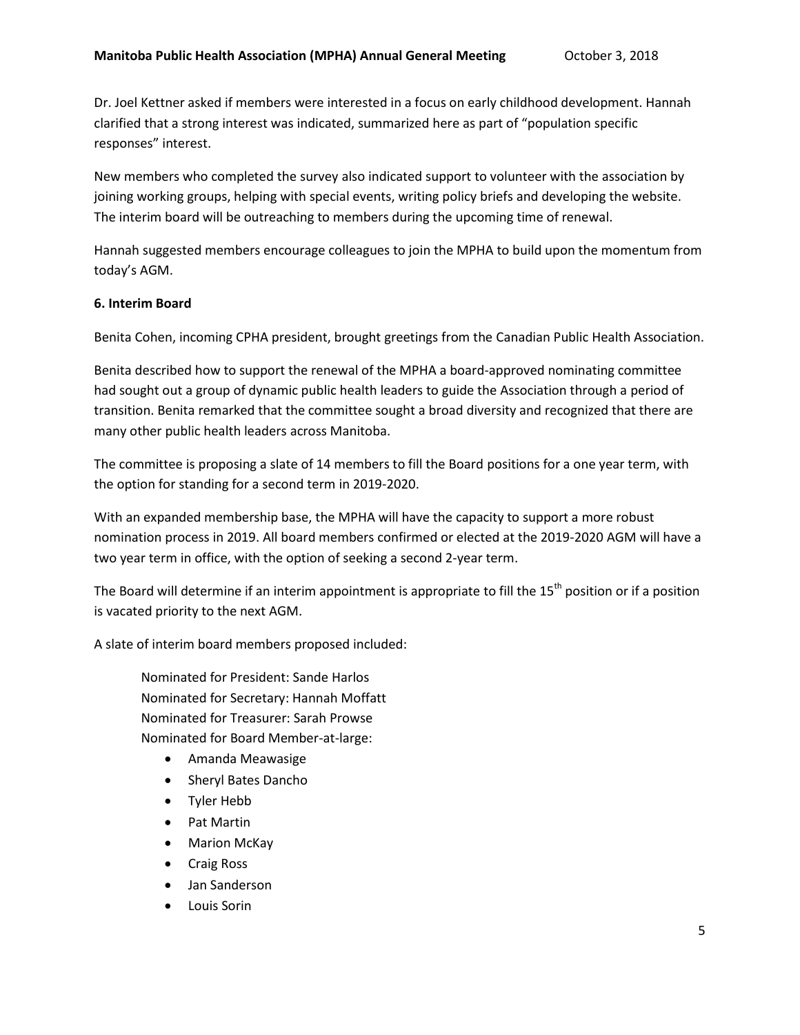Dr. Joel Kettner asked if members were interested in a focus on early childhood development. Hannah clarified that a strong interest was indicated, summarized here as part of "population specific responses" interest.

New members who completed the survey also indicated support to volunteer with the association by joining working groups, helping with special events, writing policy briefs and developing the website. The interim board will be outreaching to members during the upcoming time of renewal.

Hannah suggested members encourage colleagues to join the MPHA to build upon the momentum from today's AGM.

**6. Interim Board**

Benita Cohen, incoming CPHA president, brought greetings from the Canadian Public Health Association.

Benita described how to support the renewal of the MPHA a board-approved nominating committee had sought out a group of dynamic public health leaders to guide the Association through a period of transition. Benita remarked that the committee sought a broad diversity and recognized that there are many other public health leaders across Manitoba.

The committee is proposing a slate of 14 members to fill the Board positions for a one year term, with the option for standing for a second term in 2019-2020.

With an expanded membership base, the MPHA will have the capacity to support a more robust nomination process in 2019. All board members confirmed or elected at the 2019-2020 AGM will have a two year term in office, with the option of seeking a second 2-year term.

The Board will determine if an interim appointment is appropriate to fill the 15th position or if a position is vacated priority to the next AGM.

A slate of interim board members proposed included:

Nominated for President: Sande Harlos
Nominated for Secretary: Hannah Moffatt
Nominated for Treasurer: Sarah Prowse
Nominated for Board Member-at-large:

- Amanda Meawasige
- Sheryl Bates Dancho
- Tyler Hebb
- Pat Martin
- Marion McKay
- Craig Ross
- Jan Sanderson
- Louis Sorin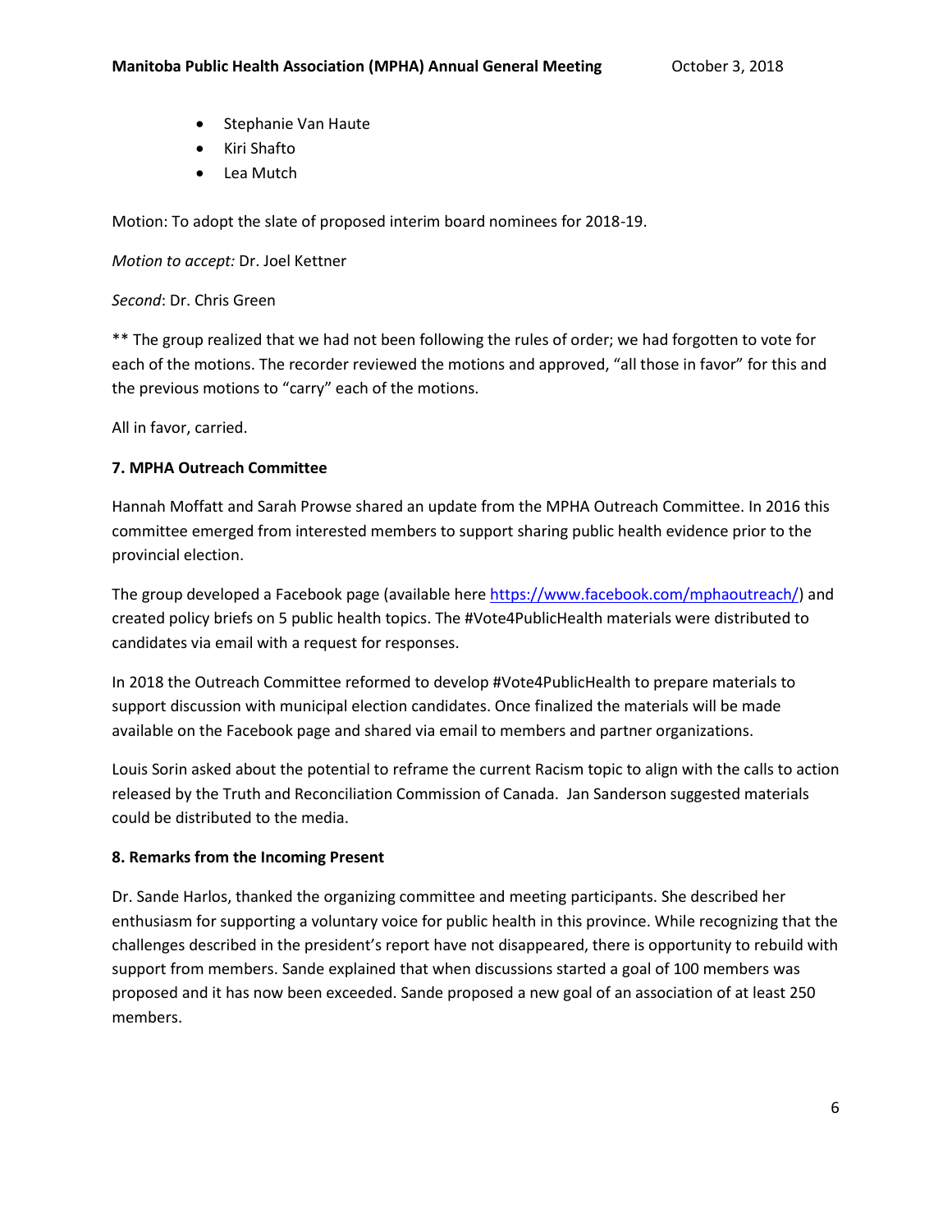- Stephanie Van Haute
- Kiri Shafto
- Lea Mutch

Motion: To adopt the slate of proposed interim board nominees for 2018-19.

*Motion to accept:* Dr. Joel Kettner

*Second*: Dr. Chris Green

** The group realized that we had not been following the rules of order; we had forgotten to vote for each of the motions. The recorder reviewed the motions and approved, "all those in favor" for this and the previous motions to "carry" each of the motions.

All in favor, carried.

**7. MPHA Outreach Committee**

Hannah Moffatt and Sarah Prowse shared an update from the MPHA Outreach Committee. In 2016 this committee emerged from interested members to support sharing public health evidence prior to the provincial election.

The group developed a Facebook page (available here https://www.facebook.com/mphaoutreach/) and created policy briefs on 5 public health topics. The #Vote4PublicHealth materials were distributed to candidates via email with a request for responses.

In 2018 the Outreach Committee reformed to develop #Vote4PublicHealth to prepare materials to support discussion with municipal election candidates. Once finalized the materials will be made available on the Facebook page and shared via email to members and partner organizations.

Louis Sorin asked about the potential to reframe the current Racism topic to align with the calls to action released by the Truth and Reconciliation Commission of Canada. Jan Sanderson suggested materials could be distributed to the media.

**8. Remarks from the Incoming Present**

Dr. Sande Harlos, thanked the organizing committee and meeting participants. She described her enthusiasm for supporting a voluntary voice for public health in this province. While recognizing that the challenges described in the president's report have not disappeared, there is opportunity to rebuild with support from members. Sande explained that when discussions started a goal of 100 members was proposed and it has now been exceeded. Sande proposed a new goal of an association of at least 250 members.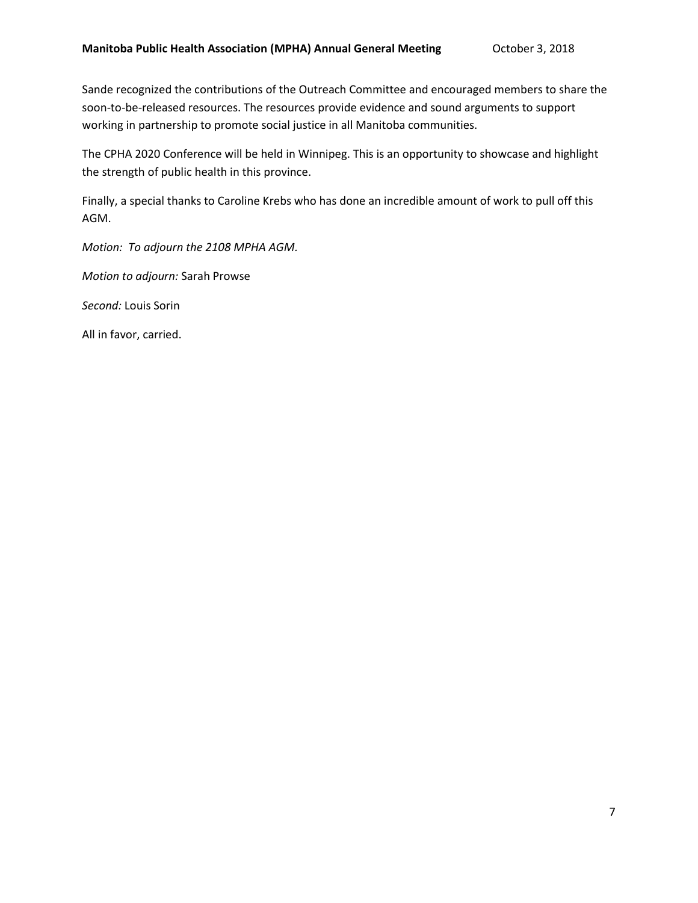Sande recognized the contributions of the Outreach Committee and encouraged members to share the soon-to-be-released resources. The resources provide evidence and sound arguments to support working in partnership to promote social justice in all Manitoba communities.

The CPHA 2020 Conference will be held in Winnipeg. This is an opportunity to showcase and highlight the strength of public health in this province.

Finally, a special thanks to Caroline Krebs who has done an incredible amount of work to pull off this AGM.

*Motion: To adjourn the 2108 MPHA AGM.*

*Motion to adjourn:* Sarah Prowse

*Second:* Louis Sorin

All in favor, carried.